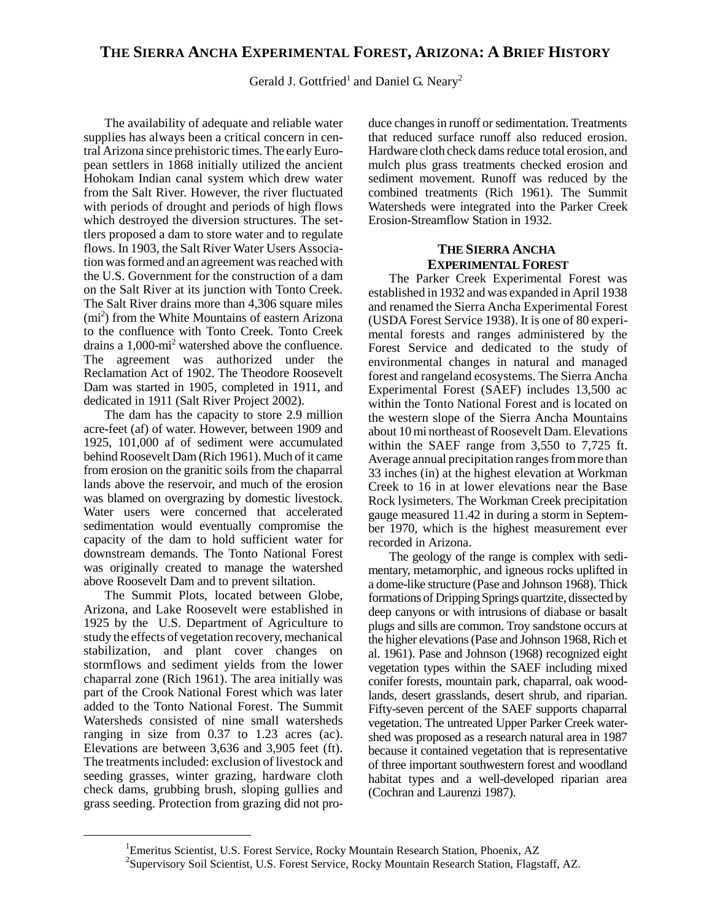# THE SIERRA ANCHA EXPERIMENTAL FOREST, ARIZONA: A BRIEF HISTORY

Gerald J. Gottfried[1] and Daniel G. Neary[2]

The availability of adequate and reliable water supplies has always been a critical concern in central Arizona since prehistoric times. The early European settlers in 1868 initially utilized the ancient Hohokam Indian canal system which drew water from the Salt River. However, the river fluctuated with periods of drought and periods of high flows which destroyed the diversion structures. The settlers proposed a dam to store water and to regulate flows. In 1903, the Salt River Water Users Association was formed and an agreement was reached with the U.S. Government for the construction of a dam on the Salt River at its junction with Tonto Creek. The Salt River drains more than 4,306 square miles ($mi^2$) from the White Mountains of eastern Arizona to the confluence with Tonto Creek. Tonto Creek drains a 1,000-$mi^2$ watershed above the confluence. The agreement was authorized under the Reclamation Act of 1902. The Theodore Roosevelt Dam was started in 1905, completed in 1911, and dedicated in 1911 (Salt River Project 2002).

The dam has the capacity to store 2.9 million acre-feet (af) of water. However, between 1909 and 1925, 101,000 af of sediment were accumulated behind Roosevelt Dam (Rich 1961). Much of it came from erosion on the granitic soils from the chaparral lands above the reservoir, and much of the erosion was blamed on overgrazing by domestic livestock. Water users were concerned that accelerated sedimentation would eventually compromise the capacity of the dam to hold sufficient water for downstream demands. The Tonto National Forest was originally created to manage the watershed above Roosevelt Dam and to prevent siltation.

The Summit Plots, located between Globe, Arizona, and Lake Roosevelt were established in 1925 by the U.S. Department of Agriculture to study the effects of vegetation recovery, mechanical stabilization, and plant cover changes on stormflows and sediment yields from the lower chaparral zone (Rich 1961). The area initially was part of the Crook National Forest which was later added to the Tonto National Forest. The Summit Watersheds consisted of nine small watersheds ranging in size from 0.37 to 1.23 acres (ac). Elevations are between 3,636 and 3,905 feet (ft). The treatments included: exclusion of livestock and seeding grasses, winter grazing, hardware cloth check dams, grubbing brush, sloping gullies and grass seeding. Protection from grazing did not produce changes in runoff or sedimentation. Treatments that reduced surface runoff also reduced erosion. Hardware cloth check dams reduce total erosion, and mulch plus grass treatments checked erosion and sediment movement. Runoff was reduced by the combined treatments (Rich 1961). The Summit Watersheds were integrated into the Parker Creek Erosion-Streamflow Station in 1932.

## THE SIERRA ANCHA EXPERIMENTAL FOREST

The Parker Creek Experimental Forest was established in 1932 and was expanded in April 1938 and renamed the Sierra Ancha Experimental Forest (USDA Forest Service 1938). It is one of 80 experimental forests and ranges administered by the Forest Service and dedicated to the study of environmental changes in natural and managed forest and rangeland ecosystems. The Sierra Ancha Experimental Forest (SAEF) includes 13,500 ac within the Tonto National Forest and is located on the western slope of the Sierra Ancha Mountains about 10 mi northeast of Roosevelt Dam. Elevations within the SAEF range from 3,550 to 7,725 ft. Average annual precipitation ranges from more than 33 inches (in) at the highest elevation at Workman Creek to 16 in at lower elevations near the Base Rock lysimeters. The Workman Creek precipitation gauge measured 11.42 in during a storm in September 1970, which is the highest measurement ever recorded in Arizona.

The geology of the range is complex with sedimentary, metamorphic, and igneous rocks uplifted in a dome-like structure (Pase and Johnson 1968). Thick formations of Dripping Springs quartzite, dissected by deep canyons or with intrusions of diabase or basalt plugs and sills are common. Troy sandstone occurs at the higher elevations (Pase and Johnson 1968, Rich et al. 1961). Pase and Johnson (1968) recognized eight vegetation types within the SAEF including mixed conifer forests, mountain park, chaparral, oak woodlands, desert grasslands, desert shrub, and riparian. Fifty-seven percent of the SAEF supports chaparral vegetation. The untreated Upper Parker Creek watershed was proposed as a research natural area in 1987 because it contained vegetation that is representative of three important southwestern forest and woodland habitat types and a well-developed riparian area (Cochran and Laurenzi 1987).

---

[1]Emeritus Scientist, U.S. Forest Service, Rocky Mountain Research Station, Phoenix, AZ

[2]Supervisory Soil Scientist, U.S. Forest Service, Rocky Mountain Research Station, Flagstaff, AZ.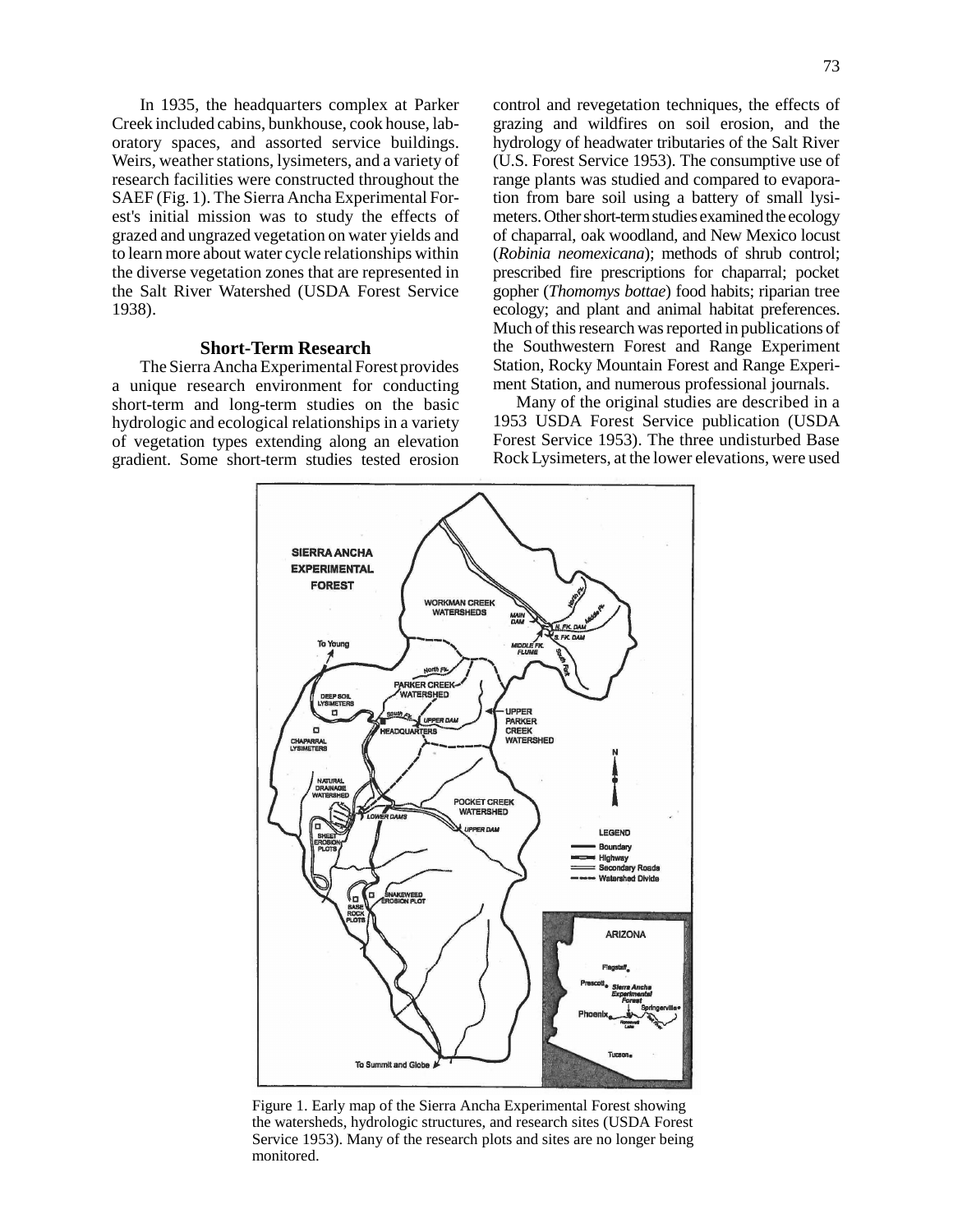In 1935, the headquarters complex at Parker Creek included cabins, bunkhouse, cook house, laboratory spaces, and assorted service buildings. Weirs, weather stations, lysimeters, and a variety of research facilities were constructed throughout the SAEF (Fig. 1). The Sierra Ancha Experimental Forest's initial mission was to study the effects of grazed and ungrazed vegetation on water yields and to learn more about water cycle relationships within the diverse vegetation zones that are represented in the Salt River Watershed (USDA Forest Service 1938).

### Short-Term Research

The Sierra Ancha Experimental Forest provides a unique research environment for conducting short-term and long-term studies on the basic hydrologic and ecological relationships in a variety of vegetation types extending along an elevation gradient. Some short-term studies tested erosion control and revegetation techniques, the effects of grazing and wildfires on soil erosion, and the hydrology of headwater tributaries of the Salt River (U.S. Forest Service 1953). The consumptive use of range plants was studied and compared to evaporation from bare soil using a battery of small lysimeters. Other short-term studies examined the ecology of chaparral, oak woodland, and New Mexico locust (*Robinia neomexicana*); methods of shrub control; prescribed fire prescriptions for chaparral; pocket gopher (*Thomomys bottae*) food habits; riparian tree ecology; and plant and animal habitat preferences. Much of this research was reported in publications of the Southwestern Forest and Range Experiment Station, Rocky Mountain Forest and Range Experiment Station, and numerous professional journals.

Many of the original studies are described in a 1953 USDA Forest Service publication (USDA Forest Service 1953). The three undisturbed Base Rock Lysimeters, at the lower elevations, were used

Figure 1. Early map of the Sierra Ancha Experimental Forest showing the watersheds, hydrologic structures, and research sites (USDA Forest Service 1953). Many of the research plots and sites are no longer being monitored.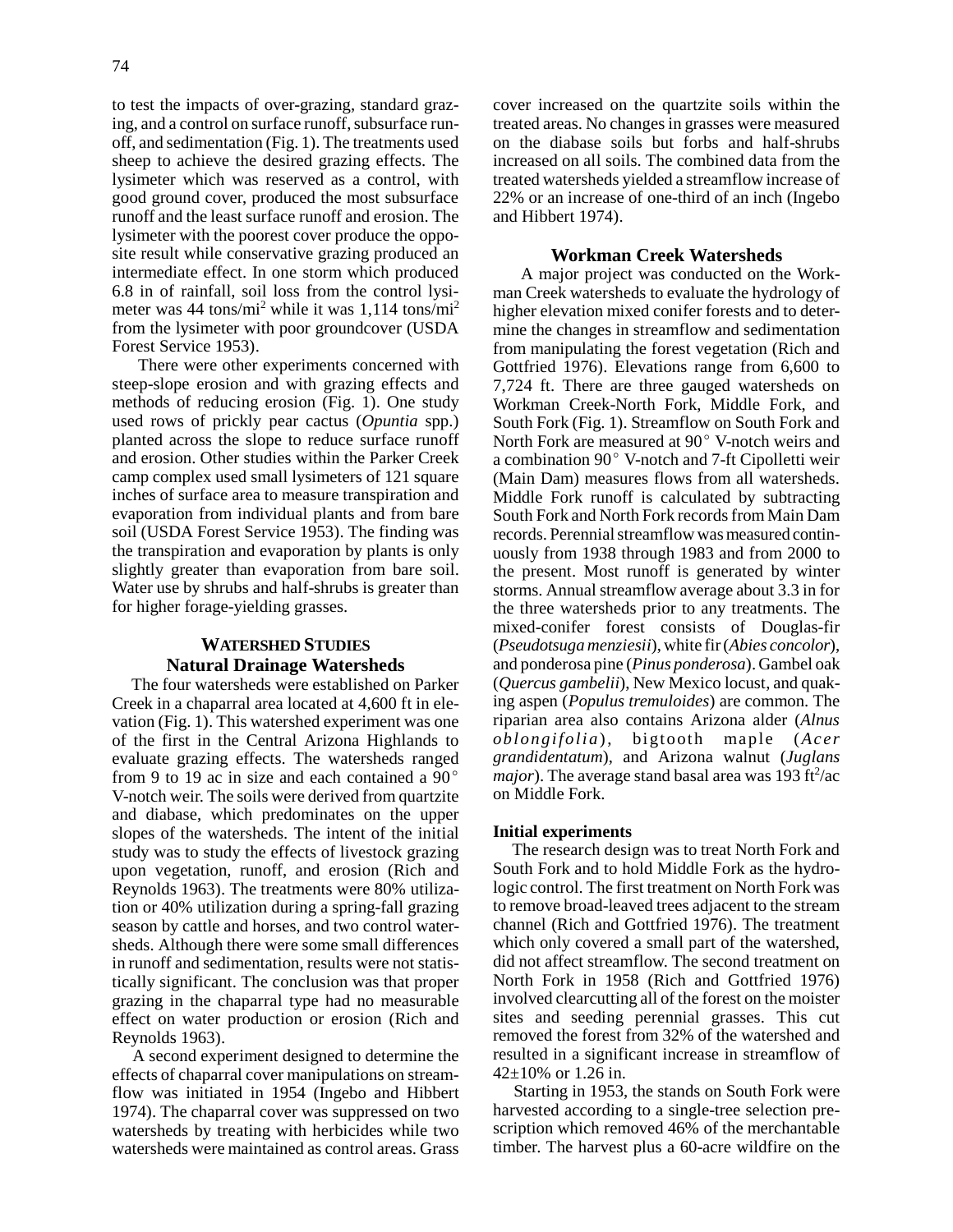to test the impacts of over-grazing, standard grazing, and a control on surface runoff, subsurface runoff, and sedimentation (Fig. 1). The treatments used sheep to achieve the desired grazing effects. The lysimeter which was reserved as a control, with good ground cover, produced the most subsurface runoff and the least surface runoff and erosion. The lysimeter with the poorest cover produce the opposite result while conservative grazing produced an intermediate effect. In one storm which produced 6.8 in of rainfall, soil loss from the control lysimeter was 44 tons/mi$^2$ while it was 1,114 tons/mi$^2$ from the lysimeter with poor groundcover (USDA Forest Service 1953).

There were other experiments concerned with steep-slope erosion and with grazing effects and methods of reducing erosion (Fig. 1). One study used rows of prickly pear cactus (*Opuntia* spp.) planted across the slope to reduce surface runoff and erosion. Other studies within the Parker Creek camp complex used small lysimeters of 121 square inches of surface area to measure transpiration and evaporation from individual plants and from bare soil (USDA Forest Service 1953). The finding was the transpiration and evaporation by plants is only slightly greater than evaporation from bare soil. Water use by shrubs and half-shrubs is greater than for higher forage-yielding grasses.

## WATERSHED STUDIES

### Natural Drainage Watersheds

The four watersheds were established on Parker Creek in a chaparral area located at 4,600 ft in elevation (Fig. 1). This watershed experiment was one of the first in the Central Arizona Highlands to evaluate grazing effects. The watersheds ranged from 9 to 19 ac in size and each contained a 90° V-notch weir. The soils were derived from quartzite and diabase, which predominates on the upper slopes of the watersheds. The intent of the initial study was to study the effects of livestock grazing upon vegetation, runoff, and erosion (Rich and Reynolds 1963). The treatments were 80% utilization or 40% utilization during a spring-fall grazing season by cattle and horses, and two control watersheds. Although there were some small differences in runoff and sedimentation, results were not statistically significant. The conclusion was that proper grazing in the chaparral type had no measurable effect on water production or erosion (Rich and Reynolds 1963).

A second experiment designed to determine the effects of chaparral cover manipulations on streamflow was initiated in 1954 (Ingebo and Hibbert 1974). The chaparral cover was suppressed on two watersheds by treating with herbicides while two watersheds were maintained as control areas. Grass cover increased on the quartzite soils within the treated areas. No changes in grasses were measured on the diabase soils but forbs and half-shrubs increased on all soils. The combined data from the treated watersheds yielded a streamflow increase of 22% or an increase of one-third of an inch (Ingebo and Hibbert 1974).

### Workman Creek Watersheds

A major project was conducted on the Workman Creek watersheds to evaluate the hydrology of higher elevation mixed conifer forests and to determine the changes in streamflow and sedimentation from manipulating the forest vegetation (Rich and Gottfried 1976). Elevations range from 6,600 to 7,724 ft. There are three gauged watersheds on Workman Creek-North Fork, Middle Fork, and South Fork (Fig. 1). Streamflow on South Fork and North Fork are measured at 90° V-notch weirs and a combination 90° V-notch and 7-ft Cipolletti weir (Main Dam) measures flows from all watersheds. Middle Fork runoff is calculated by subtracting South Fork and North Fork records from Main Dam records. Perennial streamflow was measured continuously from 1938 through 1983 and from 2000 to the present. Most runoff is generated by winter storms. Annual streamflow average about 3.3 in for the three watersheds prior to any treatments. The mixed-conifer forest consists of Douglas-fir (*Pseudotsuga menziesii*), white fir (*Abies concolor*), and ponderosa pine (*Pinus ponderosa*). Gambel oak (*Quercus gambelii*), New Mexico locust, and quaking aspen (*Populus tremuloides*) are common. The riparian area also contains Arizona alder (*Alnus oblongifolia*), bigtooth maple (*Acer grandidentatum*), and Arizona walnut (*Juglans major*). The average stand basal area was 193 ft$^2$/ac on Middle Fork.

#### Initial experiments

The research design was to treat North Fork and South Fork and to hold Middle Fork as the hydrologic control. The first treatment on North Fork was to remove broad-leaved trees adjacent to the stream channel (Rich and Gottfried 1976). The treatment which only covered a small part of the watershed, did not affect streamflow. The second treatment on North Fork in 1958 (Rich and Gottfried 1976) involved clearcutting all of the forest on the moister sites and seeding perennial grasses. This cut removed the forest from 32% of the watershed and resulted in a significant increase in streamflow of 42±10% or 1.26 in.

Starting in 1953, the stands on South Fork were harvested according to a single-tree selection prescription which removed 46% of the merchantable timber. The harvest plus a 60-acre wildfire on the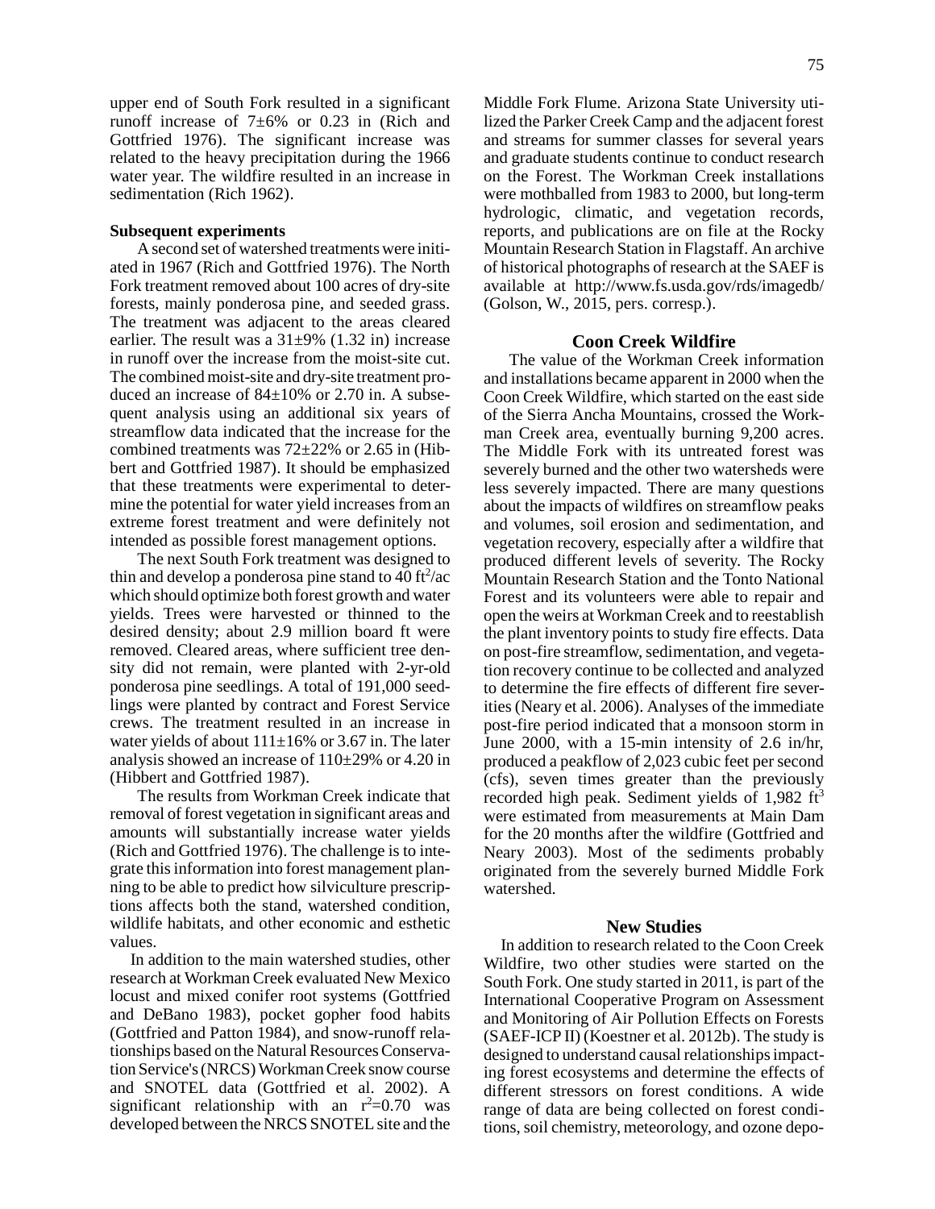upper end of South Fork resulted in a significant runoff increase of 7±6% or 0.23 in (Rich and Gottfried 1976). The significant increase was related to the heavy precipitation during the 1966 water year. The wildfire resulted in an increase in sedimentation (Rich 1962).

### Subsequent experiments

A second set of watershed treatments were initiated in 1967 (Rich and Gottfried 1976). The North Fork treatment removed about 100 acres of dry-site forests, mainly ponderosa pine, and seeded grass. The treatment was adjacent to the areas cleared earlier. The result was a 31±9% (1.32 in) increase in runoff over the increase from the moist-site cut. The combined moist-site and dry-site treatment produced an increase of 84±10% or 2.70 in. A subsequent analysis using an additional six years of streamflow data indicated that the increase for the combined treatments was 72±22% or 2.65 in (Hibbert and Gottfried 1987). It should be emphasized that these treatments were experimental to determine the potential for water yield increases from an extreme forest treatment and were definitely not intended as possible forest management options.

The next South Fork treatment was designed to thin and develop a ponderosa pine stand to 40 $ft^2$/ac which should optimize both forest growth and water yields. Trees were harvested or thinned to the desired density; about 2.9 million board ft were removed. Cleared areas, where sufficient tree density did not remain, were planted with 2-yr-old ponderosa pine seedlings. A total of 191,000 seedlings were planted by contract and Forest Service crews. The treatment resulted in an increase in water yields of about 111±16% or 3.67 in. The later analysis showed an increase of 110±29% or 4.20 in (Hibbert and Gottfried 1987).

The results from Workman Creek indicate that removal of forest vegetation in significant areas and amounts will substantially increase water yields (Rich and Gottfried 1976). The challenge is to integrate this information into forest management planning to be able to predict how silviculture prescriptions affects both the stand, watershed condition, wildlife habitats, and other economic and esthetic values.

In addition to the main watershed studies, other research at Workman Creek evaluated New Mexico locust and mixed conifer root systems (Gottfried and DeBano 1983), pocket gopher food habits (Gottfried and Patton 1984), and snow-runoff relationships based on the Natural Resources Conservation Service's (NRCS) Workman Creek snow course and SNOTEL data (Gottfried et al. 2002). A significant relationship with an $r^2$=0.70 was developed between the NRCS SNOTEL site and the Middle Fork Flume. Arizona State University utilized the Parker Creek Camp and the adjacent forest and streams for summer classes for several years and graduate students continue to conduct research on the Forest. The Workman Creek installations were mothballed from 1983 to 2000, but long-term hydrologic, climatic, and vegetation records, reports, and publications are on file at the Rocky Mountain Research Station in Flagstaff. An archive of historical photographs of research at the SAEF is available at http://www.fs.usda.gov/rds/imagedb/ (Golson, W., 2015, pers. corresp.).

## Coon Creek Wildfire

The value of the Workman Creek information and installations became apparent in 2000 when the Coon Creek Wildfire, which started on the east side of the Sierra Ancha Mountains, crossed the Workman Creek area, eventually burning 9,200 acres. The Middle Fork with its untreated forest was severely burned and the other two watersheds were less severely impacted. There are many questions about the impacts of wildfires on streamflow peaks and volumes, soil erosion and sedimentation, and vegetation recovery, especially after a wildfire that produced different levels of severity. The Rocky Mountain Research Station and the Tonto National Forest and its volunteers were able to repair and open the weirs at Workman Creek and to reestablish the plant inventory points to study fire effects. Data on post-fire streamflow, sedimentation, and vegetation recovery continue to be collected and analyzed to determine the fire effects of different fire severities (Neary et al. 2006). Analyses of the immediate post-fire period indicated that a monsoon storm in June 2000, with a 15-min intensity of 2.6 in/hr, produced a peakflow of 2,023 cubic feet per second (cfs), seven times greater than the previously recorded high peak. Sediment yields of 1,982 $ft^3$ were estimated from measurements at Main Dam for the 20 months after the wildfire (Gottfried and Neary 2003). Most of the sediments probably originated from the severely burned Middle Fork watershed.

## New Studies

In addition to research related to the Coon Creek Wildfire, two other studies were started on the South Fork. One study started in 2011, is part of the International Cooperative Program on Assessment and Monitoring of Air Pollution Effects on Forests (SAEF-ICP II) (Koestner et al. 2012b). The study is designed to understand causal relationships impacting forest ecosystems and determine the effects of different stressors on forest conditions. A wide range of data are being collected on forest conditions, soil chemistry, meteorology, and ozone depo-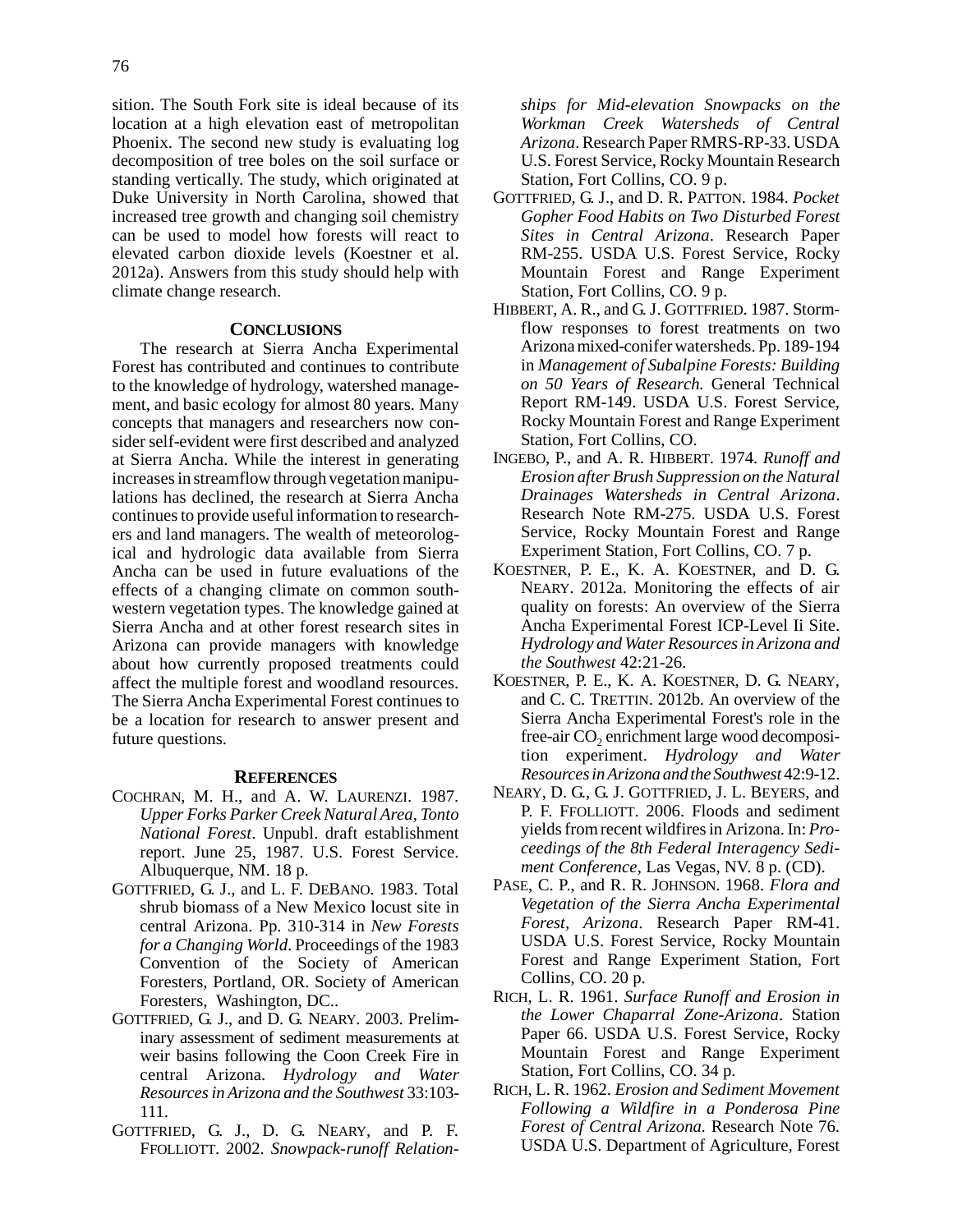sition. The South Fork site is ideal because of its location at a high elevation east of metropolitan Phoenix. The second new study is evaluating log decomposition of tree boles on the soil surface or standing vertically. The study, which originated at Duke University in North Carolina, showed that increased tree growth and changing soil chemistry can be used to model how forests will react to elevated carbon dioxide levels (Koestner et al. 2012a). Answers from this study should help with climate change research.

## Conclusions

The research at Sierra Ancha Experimental Forest has contributed and continues to contribute to the knowledge of hydrology, watershed management, and basic ecology for almost 80 years. Many concepts that managers and researchers now consider self-evident were first described and analyzed at Sierra Ancha. While the interest in generating increases in streamflow through vegetation manipulations has declined, the research at Sierra Ancha continues to provide useful information to researchers and land managers. The wealth of meteorological and hydrologic data available from Sierra Ancha can be used in future evaluations of the effects of a changing climate on common southwestern vegetation types. The knowledge gained at Sierra Ancha and at other forest research sites in Arizona can provide managers with knowledge about how currently proposed treatments could affect the multiple forest and woodland resources. The Sierra Ancha Experimental Forest continues to be a location for research to answer present and future questions.

## References

Cochran, M. H., and A. W. Laurenzi. 1987. *Upper Forks Parker Creek Natural Area, Tonto National Forest*. Unpubl. draft establishment report. June 25, 1987. U.S. Forest Service. Albuquerque, NM. 18 p.

Gottfried, G. J., and L. F. DeBano. 1983. Total shrub biomass of a New Mexico locust site in central Arizona. Pp. 310-314 in *New Forests for a Changing World*. Proceedings of the 1983 Convention of the Society of American Foresters, Portland, OR. Society of American Foresters, Washington, DC..

Gottfried, G. J., and D. G. Neary. 2003. Preliminary assessment of sediment measurements at weir basins following the Coon Creek Fire in central Arizona. *Hydrology and Water Resources in Arizona and the Southwest* 33:103-111.

Gottfried, G. J., D. G. Neary, and P. F. Ffolliott. 2002. *Snowpack-runoff Relationships for Mid-elevation Snowpacks on the Workman Creek Watersheds of Central Arizona*. Research Paper RMRS-RP-33. USDA U.S. Forest Service, Rocky Mountain Research Station, Fort Collins, CO. 9 p.

Gottfried, G. J., and D. R. Patton. 1984. *Pocket Gopher Food Habits on Two Disturbed Forest Sites in Central Arizona*. Research Paper RM-255. USDA U.S. Forest Service, Rocky Mountain Forest and Range Experiment Station, Fort Collins, CO. 9 p.

Hibbert, A. R., and G. J. Gottfried. 1987. Stormflow responses to forest treatments on two Arizona mixed-conifer watersheds. Pp. 189-194 in *Management of Subalpine Forests: Building on 50 Years of Research.* General Technical Report RM-149. USDA U.S. Forest Service, Rocky Mountain Forest and Range Experiment Station, Fort Collins, CO.

Ingebo, P., and A. R. Hibbert. 1974. *Runoff and Erosion after Brush Suppression on the Natural Drainages Watersheds in Central Arizona*. Research Note RM-275. USDA U.S. Forest Service, Rocky Mountain Forest and Range Experiment Station, Fort Collins, CO. 7 p.

Koestner, P. E., K. A. Koestner, and D. G. Neary. 2012a. Monitoring the effects of air quality on forests: An overview of the Sierra Ancha Experimental Forest ICP-Level Ii Site. *Hydrology and Water Resources in Arizona and the Southwest* 42:21-26.

Koestner, P. E., K. A. Koestner, D. G. Neary, and C. C. Trettin. 2012b. An overview of the Sierra Ancha Experimental Forest's role in the free-air $CO_2$ enrichment large wood decomposition experiment. *Hydrology and Water Resources in Arizona and the Southwest* 42:9-12.

Neary, D. G., G. J. Gottfried, J. L. Beyers, and P. F. Ffolliott. 2006. Floods and sediment yields from recent wildfires in Arizona. In: *Proceedings of the 8th Federal Interagency Sediment Conference*, Las Vegas, NV. 8 p. (CD).

Pase, C. P., and R. R. Johnson. 1968. *Flora and Vegetation of the Sierra Ancha Experimental Forest, Arizona*. Research Paper RM-41. USDA U.S. Forest Service, Rocky Mountain Forest and Range Experiment Station, Fort Collins, CO. 20 p.

Rich, L. R. 1961. *Surface Runoff and Erosion in the Lower Chaparral Zone-Arizona*. Station Paper 66. USDA U.S. Forest Service, Rocky Mountain Forest and Range Experiment Station, Fort Collins, CO. 34 p.

Rich, L. R. 1962. *Erosion and Sediment Movement Following a Wildfire in a Ponderosa Pine Forest of Central Arizona.* Research Note 76. USDA U.S. Department of Agriculture, Forest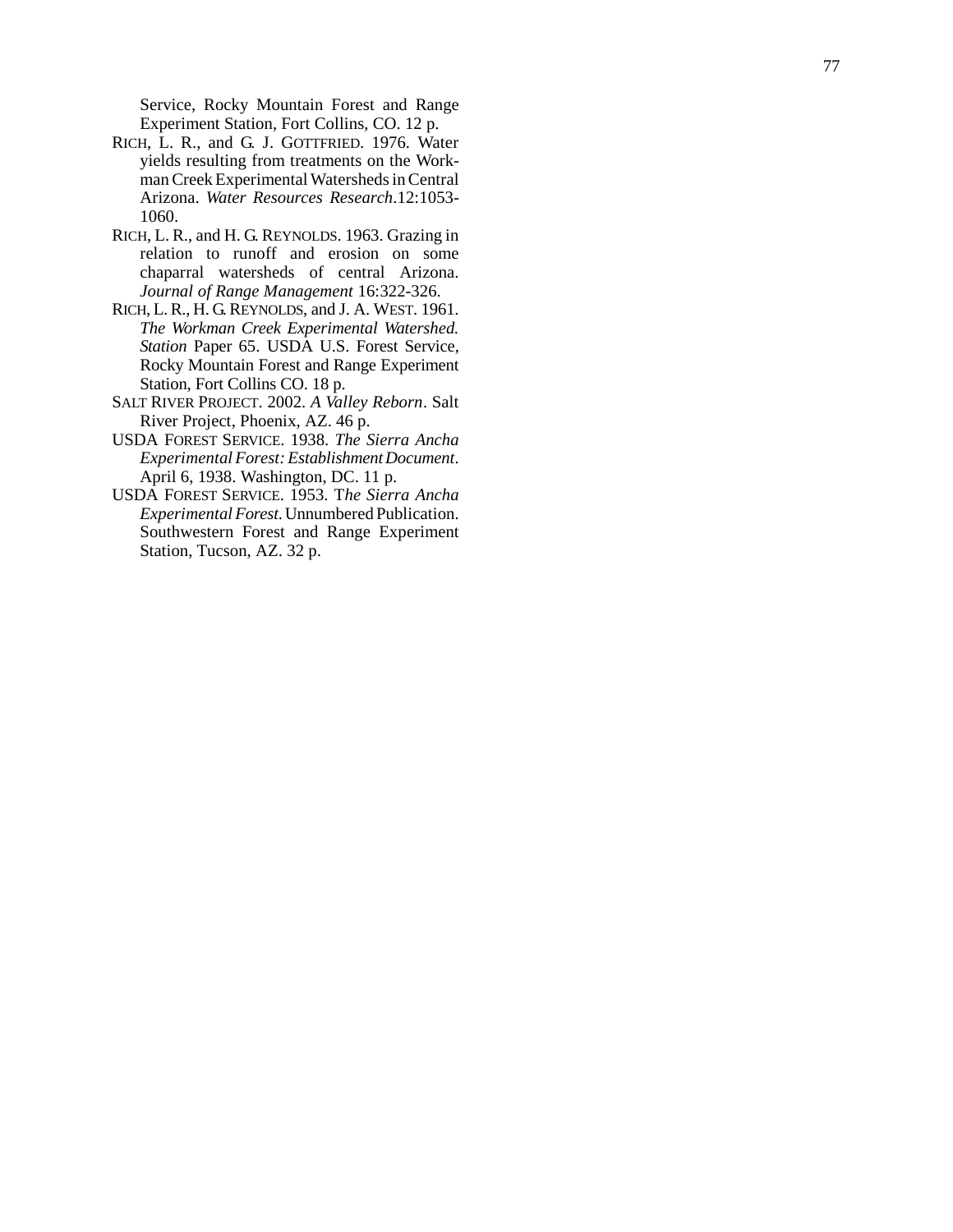Service, Rocky Mountain Forest and Range Experiment Station, Fort Collins, CO. 12 p.

RICH, L. R., and G. J. GOTTFRIED. 1976. Water yields resulting from treatments on the Workman Creek Experimental Watersheds in Central Arizona. *Water Resources Research*.12:1053-1060.

RICH, L. R., and H. G. REYNOLDS. 1963. Grazing in relation to runoff and erosion on some chaparral watersheds of central Arizona. *Journal of Range Management* 16:322-326.

RICH, L. R., H. G. REYNOLDS, and J. A. WEST. 1961. *The Workman Creek Experimental Watershed. Station* Paper 65. USDA U.S. Forest Service, Rocky Mountain Forest and Range Experiment Station, Fort Collins CO. 18 p.

SALT RIVER PROJECT. 2002. *A Valley Reborn*. Salt River Project, Phoenix, AZ. 46 p.

USDA FOREST SERVICE. 1938. *The Sierra Ancha Experimental Forest: Establishment Document*. April 6, 1938. Washington, DC. 11 p.

USDA FOREST SERVICE. 1953. T*he Sierra Ancha Experimental Forest*. Unnumbered Publication. Southwestern Forest and Range Experiment Station, Tucson, AZ. 32 p.